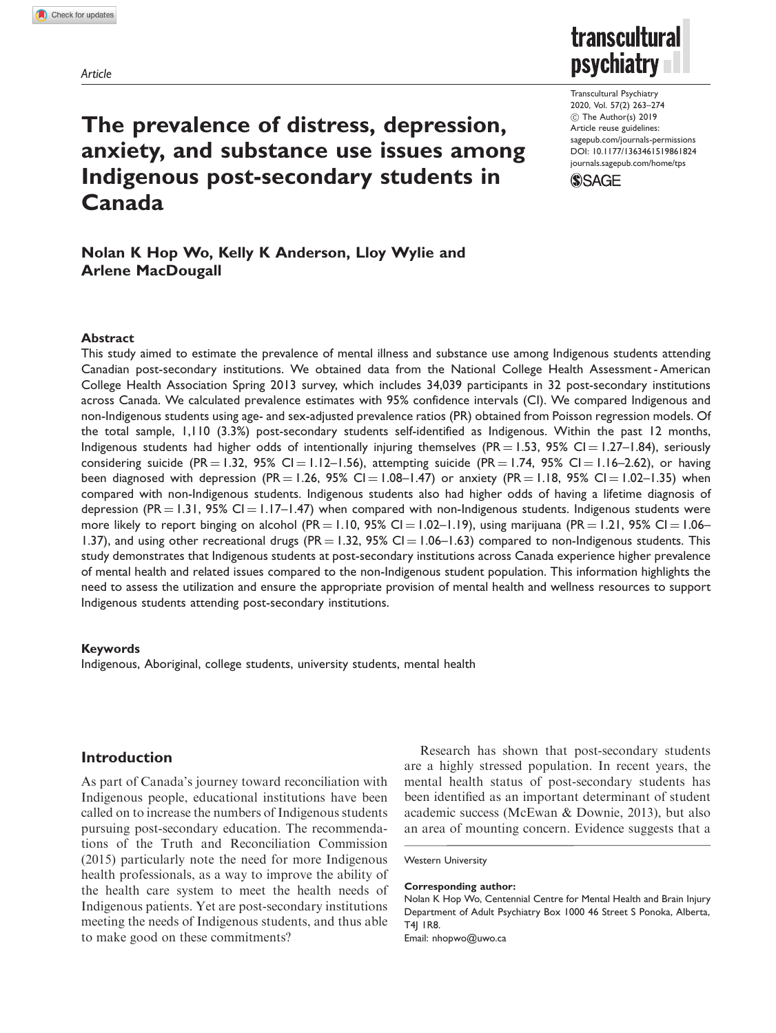Article

# The prevalence of distress, depression, anxiety, and substance use issues among Indigenous post-secondary students in Canada

**Nolan K Hop Wo, Kelly K Anderson, Lloy Wylie and Arlene MacDougall**

## Abstract

This study aimed to estimate the prevalence of mental illness and substance use among Indigenous students attending Canadian post-secondary institutions. We obtained data from the National College Health Assessment - American College Health Association Spring 2013 survey, which includes 34,039 participants in 32 post-secondary institutions across Canada. We calculated prevalence estimates with 95% confidence intervals (CI). We compared Indigenous and non-Indigenous students using age- and sex-adjusted prevalence ratios (PR) obtained from Poisson regression models. Of the total sample, 1,110 (3.3%) post-secondary students self-identified as Indigenous. Within the past 12 months, Indigenous students had higher odds of intentionally injuring themselves (PR = 1.53, 95% CI = 1.27–1.84), seriously considering suicide (PR = 1.32, 95% CI = 1.12–1.56), attempting suicide (PR = 1.74, 95% CI = 1.16–2.62), or having been diagnosed with depression (PR = 1.26, 95% CI = 1.08–1.47) or anxiety (PR = 1.18, 95% CI = 1.02–1.35) when compared with non-Indigenous students. Indigenous students also had higher odds of having a lifetime diagnosis of depression (PR = 1.31, 95% CI = 1.17–1.47) when compared with non-Indigenous students. Indigenous students were more likely to report binging on alcohol (PR = 1.10, 95% CI = 1.02–1.19), using marijuana (PR = 1.21, 95% CI = 1.06–1.37), and using other recreational drugs (PR = 1.32, 95% CI = 1.06–1.63) compared to non-Indigenous students. This study demonstrates that Indigenous students at post-secondary institutions across Canada experience higher prevalence of mental health and related issues compared to the non-Indigenous student population. This information highlights the need to assess the utilization and ensure the appropriate provision of mental health and wellness resources to support Indigenous students attending post-secondary institutions.

### Keywords

Indigenous, Aboriginal, college students, university students, mental health

## Introduction

As part of Canada's journey toward reconciliation with Indigenous people, educational institutions have been called on to increase the numbers of Indigenous students pursuing post-secondary education. The recommendations of the Truth and Reconciliation Commission (2015) particularly note the need for more Indigenous health professionals, as a way to improve the ability of the health care system to meet the health needs of Indigenous patients. Yet are post-secondary institutions meeting the needs of Indigenous students, and thus able to make good on these commitments?

Research has shown that post-secondary students are a highly stressed population. In recent years, the mental health status of post-secondary students has been identified as an important determinant of student academic success (McEwan & Downie, 2013), but also an area of mounting concern. Evidence suggests that a

Western University

**Corresponding author:**
Nolan K Hop Wo, Centennial Centre for Mental Health and Brain Injury Department of Adult Psychiatry Box 1000 46 Street S Ponoka, Alberta, T4J 1R8.
Email: nhopwo@uwo.ca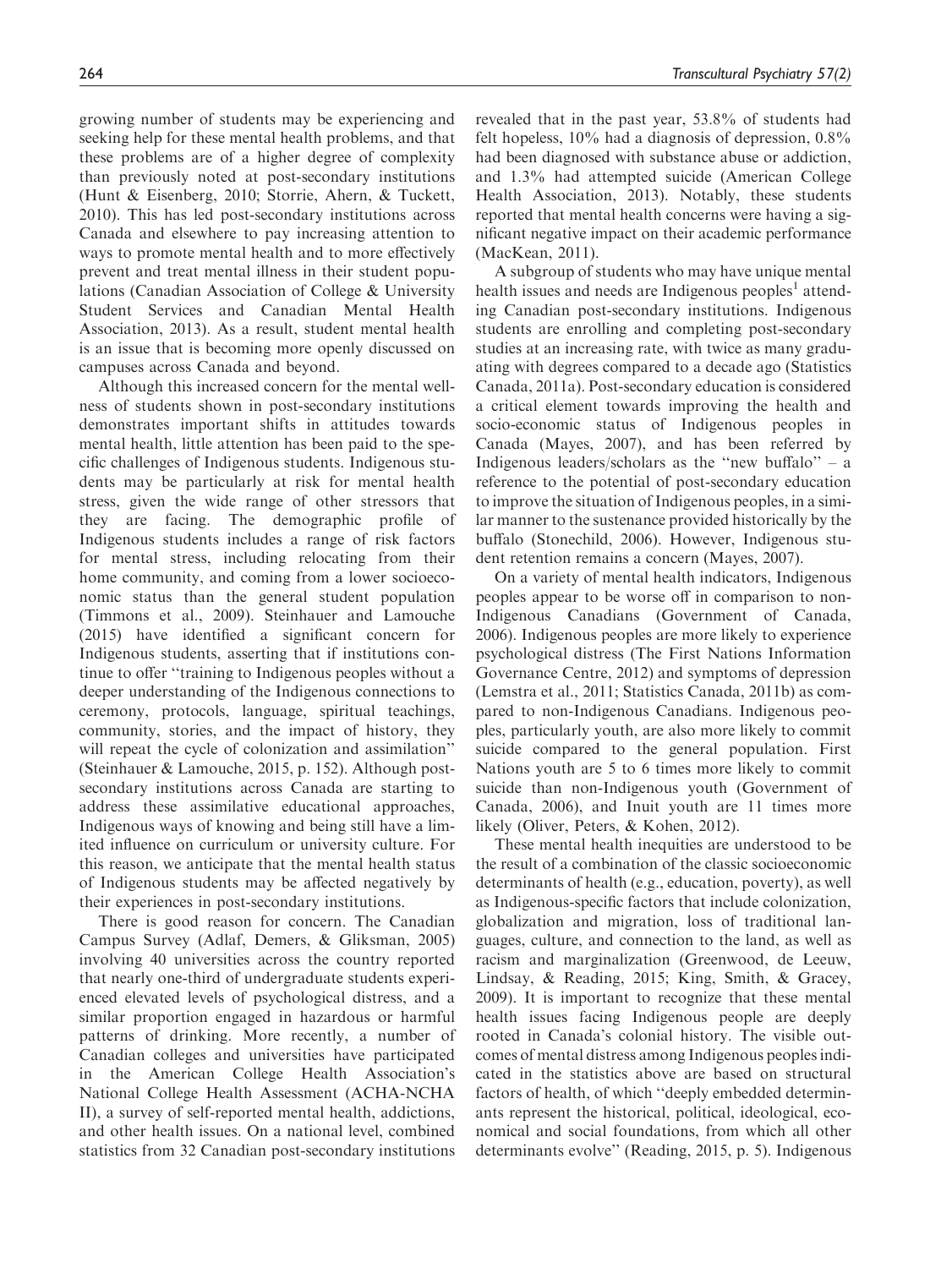growing number of students may be experiencing and seeking help for these mental health problems, and that these problems are of a higher degree of complexity than previously noted at post-secondary institutions (Hunt & Eisenberg, 2010; Storrie, Ahern, & Tuckett, 2010). This has led post-secondary institutions across Canada and elsewhere to pay increasing attention to ways to promote mental health and to more effectively prevent and treat mental illness in their student populations (Canadian Association of College & University Student Services and Canadian Mental Health Association, 2013). As a result, student mental health is an issue that is becoming more openly discussed on campuses across Canada and beyond.

Although this increased concern for the mental wellness of students shown in post-secondary institutions demonstrates important shifts in attitudes towards mental health, little attention has been paid to the specific challenges of Indigenous students. Indigenous students may be particularly at risk for mental health stress, given the wide range of other stressors that they are facing. The demographic profile of Indigenous students includes a range of risk factors for mental stress, including relocating from their home community, and coming from a lower socioeconomic status than the general student population (Timmons et al., 2009). Steinhauer and Lamouche (2015) have identified a significant concern for Indigenous students, asserting that if institutions continue to offer "training to Indigenous peoples without a deeper understanding of the Indigenous connections to ceremony, protocols, language, spiritual teachings, community, stories, and the impact of history, they will repeat the cycle of colonization and assimilation" (Steinhauer & Lamouche, 2015, p. 152). Although post-secondary institutions across Canada are starting to address these assimilative educational approaches, Indigenous ways of knowing and being still have a limited influence on curriculum or university culture. For this reason, we anticipate that the mental health status of Indigenous students may be affected negatively by their experiences in post-secondary institutions.

There is good reason for concern. The Canadian Campus Survey (Adlaf, Demers, & Gliksman, 2005) involving 40 universities across the country reported that nearly one-third of undergraduate students experienced elevated levels of psychological distress, and a similar proportion engaged in hazardous or harmful patterns of drinking. More recently, a number of Canadian colleges and universities have participated in the American College Health Association's National College Health Assessment (ACHA-NCHA II), a survey of self-reported mental health, addictions, and other health issues. On a national level, combined statistics from 32 Canadian post-secondary institutions revealed that in the past year, 53.8% of students had felt hopeless, 10% had a diagnosis of depression, 0.8% had been diagnosed with substance abuse or addiction, and 1.3% had attempted suicide (American College Health Association, 2013). Notably, these students reported that mental health concerns were having a significant negative impact on their academic performance (MacKean, 2011).

A subgroup of students who may have unique mental health issues and needs are Indigenous peoples[1] attending Canadian post-secondary institutions. Indigenous students are enrolling and completing post-secondary studies at an increasing rate, with twice as many graduating with degrees compared to a decade ago (Statistics Canada, 2011a). Post-secondary education is considered a critical element towards improving the health and socio-economic status of Indigenous peoples in Canada (Mayes, 2007), and has been referred by Indigenous leaders/scholars as the "new buffalo" – a reference to the potential of post-secondary education to improve the situation of Indigenous peoples, in a similar manner to the sustenance provided historically by the buffalo (Stonechild, 2006). However, Indigenous student retention remains a concern (Mayes, 2007).

On a variety of mental health indicators, Indigenous peoples appear to be worse off in comparison to non-Indigenous Canadians (Government of Canada, 2006). Indigenous peoples are more likely to experience psychological distress (The First Nations Information Governance Centre, 2012) and symptoms of depression (Lemstra et al., 2011; Statistics Canada, 2011b) as compared to non-Indigenous Canadians. Indigenous peoples, particularly youth, are also more likely to commit suicide compared to the general population. First Nations youth are 5 to 6 times more likely to commit suicide than non-Indigenous youth (Government of Canada, 2006), and Inuit youth are 11 times more likely (Oliver, Peters, & Kohen, 2012).

These mental health inequities are understood to be the result of a combination of the classic socioeconomic determinants of health (e.g., education, poverty), as well as Indigenous-specific factors that include colonization, globalization and migration, loss of traditional languages, culture, and connection to the land, as well as racism and marginalization (Greenwood, de Leeuw, Lindsay, & Reading, 2015; King, Smith, & Gracey, 2009). It is important to recognize that these mental health issues facing Indigenous people are deeply rooted in Canada's colonial history. The visible outcomes of mental distress among Indigenous peoples indicated in the statistics above are based on structural factors of health, of which "deeply embedded determinants represent the historical, political, ideological, economical and social foundations, from which all other determinants evolve" (Reading, 2015, p. 5). Indigenous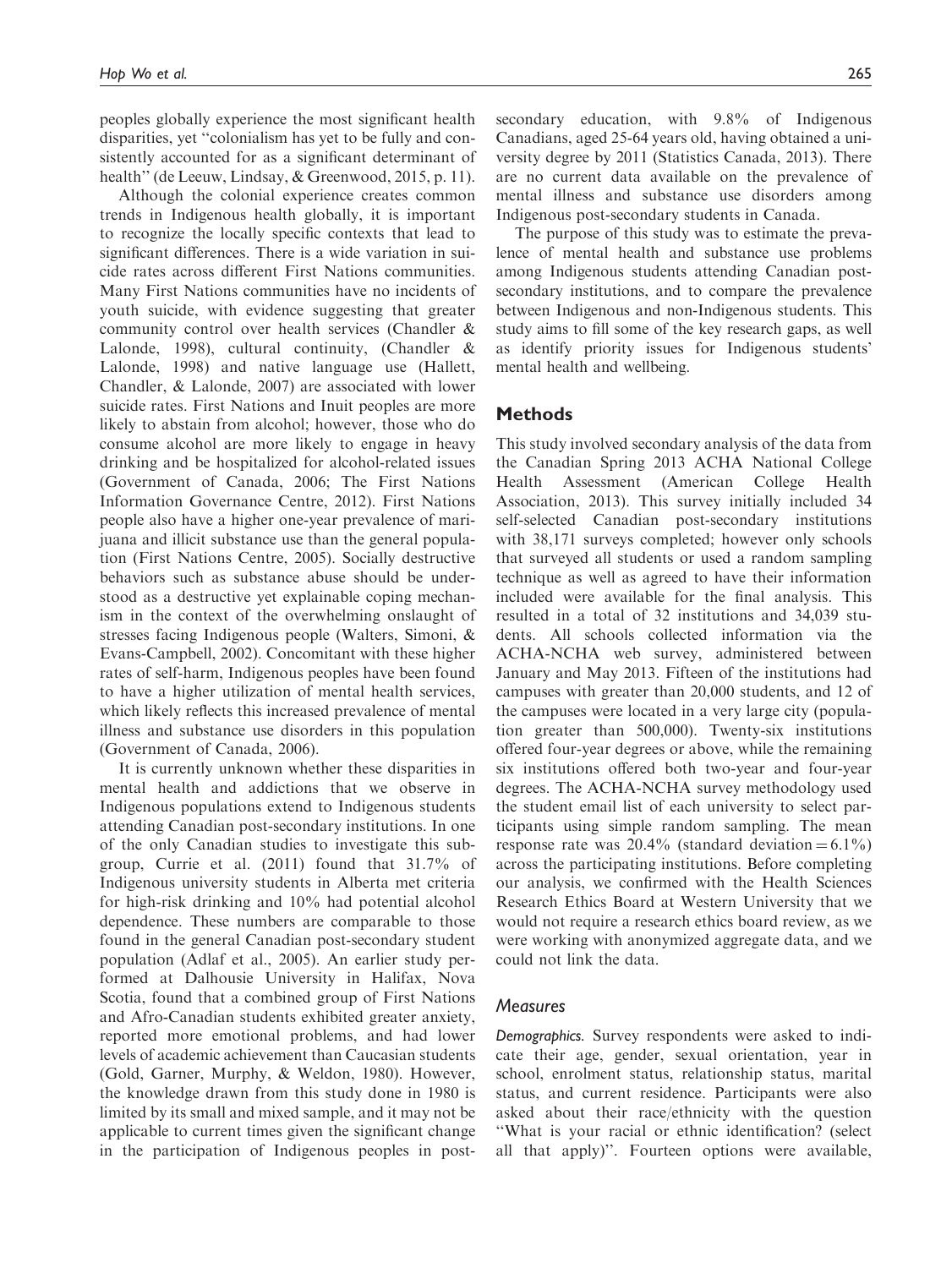peoples globally experience the most significant health disparities, yet "colonialism has yet to be fully and consistently accounted for as a significant determinant of health" (de Leeuw, Lindsay, & Greenwood, 2015, p. 11).

Although the colonial experience creates common trends in Indigenous health globally, it is important to recognize the locally specific contexts that lead to significant differences. There is a wide variation in suicide rates across different First Nations communities. Many First Nations communities have no incidents of youth suicide, with evidence suggesting that greater community control over health services (Chandler & Lalonde, 1998), cultural continuity, (Chandler & Lalonde, 1998) and native language use (Hallett, Chandler, & Lalonde, 2007) are associated with lower suicide rates. First Nations and Inuit peoples are more likely to abstain from alcohol; however, those who do consume alcohol are more likely to engage in heavy drinking and be hospitalized for alcohol-related issues (Government of Canada, 2006; The First Nations Information Governance Centre, 2012). First Nations people also have a higher one-year prevalence of marijuana and illicit substance use than the general population (First Nations Centre, 2005). Socially destructive behaviors such as substance abuse should be understood as a destructive yet explainable coping mechanism in the context of the overwhelming onslaught of stresses facing Indigenous people (Walters, Simoni, & Evans-Campbell, 2002). Concomitant with these higher rates of self-harm, Indigenous peoples have been found to have a higher utilization of mental health services, which likely reflects this increased prevalence of mental illness and substance use disorders in this population (Government of Canada, 2006).

It is currently unknown whether these disparities in mental health and addictions that we observe in Indigenous populations extend to Indigenous students attending Canadian post-secondary institutions. In one of the only Canadian studies to investigate this subgroup, Currie et al. (2011) found that 31.7% of Indigenous university students in Alberta met criteria for high-risk drinking and 10% had potential alcohol dependence. These numbers are comparable to those found in the general Canadian post-secondary student population (Adlaf et al., 2005). An earlier study performed at Dalhousie University in Halifax, Nova Scotia, found that a combined group of First Nations and Afro-Canadian students exhibited greater anxiety, reported more emotional problems, and had lower levels of academic achievement than Caucasian students (Gold, Garner, Murphy, & Weldon, 1980). However, the knowledge drawn from this study done in 1980 is limited by its small and mixed sample, and it may not be applicable to current times given the significant change in the participation of Indigenous peoples in post-secondary education, with 9.8% of Indigenous Canadians, aged 25-64 years old, having obtained a university degree by 2011 (Statistics Canada, 2013). There are no current data available on the prevalence of mental illness and substance use disorders among Indigenous post-secondary students in Canada.

The purpose of this study was to estimate the prevalence of mental health and substance use problems among Indigenous students attending Canadian post-secondary institutions, and to compare the prevalence between Indigenous and non-Indigenous students. This study aims to fill some of the key research gaps, as well as identify priority issues for Indigenous students' mental health and wellbeing.

## Methods

This study involved secondary analysis of the data from the Canadian Spring 2013 ACHA National College Health Assessment (American College Health Association, 2013). This survey initially included 34 self-selected Canadian post-secondary institutions with 38,171 surveys completed; however only schools that surveyed all students or used a random sampling technique as well as agreed to have their information included were available for the final analysis. This resulted in a total of 32 institutions and 34,039 students. All schools collected information via the ACHA-NCHA web survey, administered between January and May 2013. Fifteen of the institutions had campuses with greater than 20,000 students, and 12 of the campuses were located in a very large city (population greater than 500,000). Twenty-six institutions offered four-year degrees or above, while the remaining six institutions offered both two-year and four-year degrees. The ACHA-NCHA survey methodology used the student email list of each university to select participants using simple random sampling. The mean response rate was 20.4% (standard deviation = 6.1%) across the participating institutions. Before completing our analysis, we confirmed with the Health Sciences Research Ethics Board at Western University that we would not require a research ethics board review, as we were working with anonymized aggregate data, and we could not link the data.

### Measures

*Demographics.* Survey respondents were asked to indicate their age, gender, sexual orientation, year in school, enrolment status, relationship status, marital status, and current residence. Participants were also asked about their race/ethnicity with the question "What is your racial or ethnic identification? (select all that apply)". Fourteen options were available,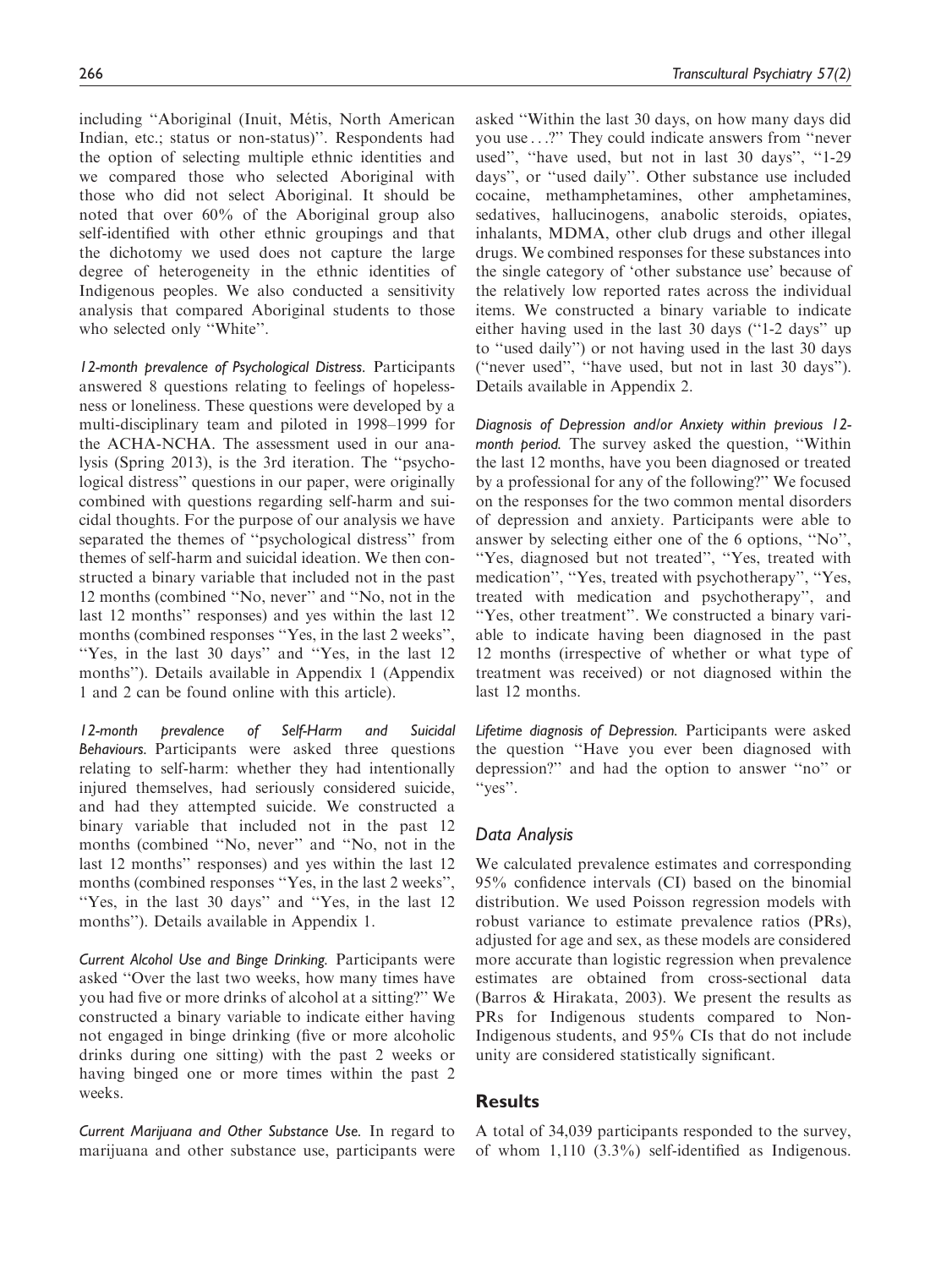including "Aboriginal (Inuit, Métis, North American Indian, etc.; status or non-status)". Respondents had the option of selecting multiple ethnic identities and we compared those who selected Aboriginal with those who did not select Aboriginal. It should be noted that over 60% of the Aboriginal group also self-identified with other ethnic groupings and that the dichotomy we used does not capture the large degree of heterogeneity in the ethnic identities of Indigenous peoples. We also conducted a sensitivity analysis that compared Aboriginal students to those who selected only "White".

*12-month prevalence of Psychological Distress.* Participants answered 8 questions relating to feelings of hopelessness or loneliness. These questions were developed by a multi-disciplinary team and piloted in 1998–1999 for the ACHA-NCHA. The assessment used in our analysis (Spring 2013), is the 3rd iteration. The "psychological distress" questions in our paper, were originally combined with questions regarding self-harm and suicidal thoughts. For the purpose of our analysis we have separated the themes of "psychological distress" from themes of self-harm and suicidal ideation. We then constructed a binary variable that included not in the past 12 months (combined "No, never" and "No, not in the last 12 months" responses) and yes within the last 12 months (combined responses "Yes, in the last 2 weeks", "Yes, in the last 30 days" and "Yes, in the last 12 months"). Details available in Appendix 1 (Appendix 1 and 2 can be found online with this article).

*12-month prevalence of Self-Harm and Suicidal Behaviours.* Participants were asked three questions relating to self-harm: whether they had intentionally injured themselves, had seriously considered suicide, and had they attempted suicide. We constructed a binary variable that included not in the past 12 months (combined "No, never" and "No, not in the last 12 months" responses) and yes within the last 12 months (combined responses "Yes, in the last 2 weeks", "Yes, in the last 30 days" and "Yes, in the last 12 months"). Details available in Appendix 1.

*Current Alcohol Use and Binge Drinking.* Participants were asked "Over the last two weeks, how many times have you had five or more drinks of alcohol at a sitting?" We constructed a binary variable to indicate either having not engaged in binge drinking (five or more alcoholic drinks during one sitting) with the past 2 weeks or having binged one or more times within the past 2 weeks.

*Current Marijuana and Other Substance Use.* In regard to marijuana and other substance use, participants were asked "Within the last 30 days, on how many days did you use...?" They could indicate answers from "never used", "have used, but not in last 30 days", "1-29 days", or "used daily". Other substance use included cocaine, methamphetamines, other amphetamines, sedatives, hallucinogens, anabolic steroids, opiates, inhalants, MDMA, other club drugs and other illegal drugs. We combined responses for these substances into the single category of 'other substance use' because of the relatively low reported rates across the individual items. We constructed a binary variable to indicate either having used in the last 30 days ("1-2 days" up to "used daily") or not having used in the last 30 days ("never used", "have used, but not in last 30 days"). Details available in Appendix 2.

*Diagnosis of Depression and/or Anxiety within previous 12-month period.* The survey asked the question, "Within the last 12 months, have you been diagnosed or treated by a professional for any of the following?" We focused on the responses for the two common mental disorders of depression and anxiety. Participants were able to answer by selecting either one of the 6 options, "No", "Yes, diagnosed but not treated", "Yes, treated with medication", "Yes, treated with psychotherapy", "Yes, treated with medication and psychotherapy", and "Yes, other treatment". We constructed a binary variable to indicate having been diagnosed in the past 12 months (irrespective of whether or what type of treatment was received) or not diagnosed within the last 12 months.

*Lifetime diagnosis of Depression.* Participants were asked the question "Have you ever been diagnosed with depression?" and had the option to answer "no" or "yes".

### Data Analysis

We calculated prevalence estimates and corresponding 95% confidence intervals (CI) based on the binomial distribution. We used Poisson regression models with robust variance to estimate prevalence ratios (PRs), adjusted for age and sex, as these models are considered more accurate than logistic regression when prevalence estimates are obtained from cross-sectional data (Barros & Hirakata, 2003). We present the results as PRs for Indigenous students compared to Non-Indigenous students, and 95% CIs that do not include unity are considered statistically significant.

## Results

A total of 34,039 participants responded to the survey, of whom 1,110 (3.3%) self-identified as Indigenous.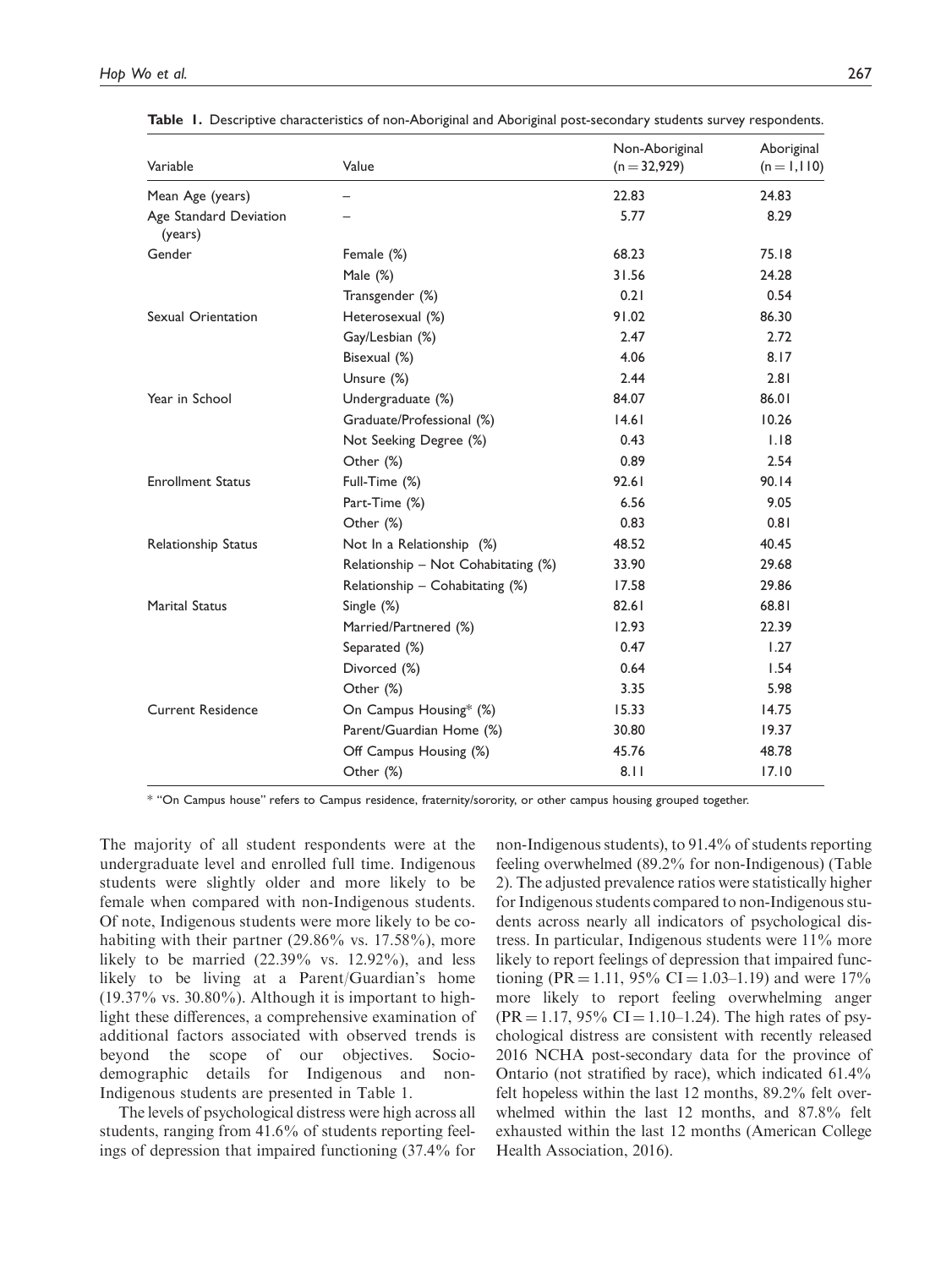**Table 1.** Descriptive characteristics of non-Aboriginal and Aboriginal post-secondary students survey respondents.

| Variable | Value | Non-Aboriginal (n = 32,929) | Aboriginal (n = 1,110) |
|---|---|---|---|
| Mean Age (years) | – | 22.83 | 24.83 |
| Age Standard Deviation (years) | – | 5.77 | 8.29 |
| Gender | Female (%) | 68.23 | 75.18 |
| | Male (%) | 31.56 | 24.28 |
| | Transgender (%) | 0.21 | 0.54 |
| Sexual Orientation | Heterosexual (%) | 91.02 | 86.30 |
| | Gay/Lesbian (%) | 2.47 | 2.72 |
| | Bisexual (%) | 4.06 | 8.17 |
| | Unsure (%) | 2.44 | 2.81 |
| Year in School | Undergraduate (%) | 84.07 | 86.01 |
| | Graduate/Professional (%) | 14.61 | 10.26 |
| | Not Seeking Degree (%) | 0.43 | 1.18 |
| | Other (%) | 0.89 | 2.54 |
| Enrollment Status | Full-Time (%) | 92.61 | 90.14 |
| | Part-Time (%) | 6.56 | 9.05 |
| | Other (%) | 0.83 | 0.81 |
| Relationship Status | Not In a Relationship (%) | 48.52 | 40.45 |
| | Relationship – Not Cohabitating (%) | 33.90 | 29.68 |
| | Relationship – Cohabitating (%) | 17.58 | 29.86 |
| Marital Status | Single (%) | 82.61 | 68.81 |
| | Married/Partnered (%) | 12.93 | 22.39 |
| | Separated (%) | 0.47 | 1.27 |
| | Divorced (%) | 0.64 | 1.54 |
| | Other (%) | 3.35 | 5.98 |
| Current Residence | On Campus Housing* (%) | 15.33 | 14.75 |
| | Parent/Guardian Home (%) | 30.80 | 19.37 |
| | Off Campus Housing (%) | 45.76 | 48.78 |
| | Other (%) | 8.11 | 17.10 |

* "On Campus house" refers to Campus residence, fraternity/sorority, or other campus housing grouped together.

The majority of all student respondents were at the undergraduate level and enrolled full time. Indigenous students were slightly older and more likely to be female when compared with non-Indigenous students. Of note, Indigenous students were more likely to be co-habiting with their partner (29.86% vs. 17.58%), more likely to be married (22.39% vs. 12.92%), and less likely to be living at a Parent/Guardian's home (19.37% vs. 30.80%). Although it is important to highlight these differences, a comprehensive examination of additional factors associated with observed trends is beyond the scope of our objectives. Socio-demographic details for Indigenous and non-Indigenous students are presented in Table 1.

The levels of psychological distress were high across all students, ranging from 41.6% of students reporting feelings of depression that impaired functioning (37.4% for non-Indigenous students), to 91.4% of students reporting feeling overwhelmed (89.2% for non-Indigenous) (Table 2). The adjusted prevalence ratios were statistically higher for Indigenous students compared to non-Indigenous students across nearly all indicators of psychological distress. In particular, Indigenous students were 11% more likely to report feelings of depression that impaired functioning (PR = 1.11, 95% CI = 1.03–1.19) and were 17% more likely to report feeling overwhelming anger (PR = 1.17, 95% CI = 1.10–1.24). The high rates of psychological distress are consistent with recently released 2016 NCHA post-secondary data for the province of Ontario (not stratified by race), which indicated 61.4% felt hopeless within the last 12 months, 89.2% felt overwhelmed within the last 12 months, and 87.8% felt exhausted within the last 12 months (American College Health Association, 2016).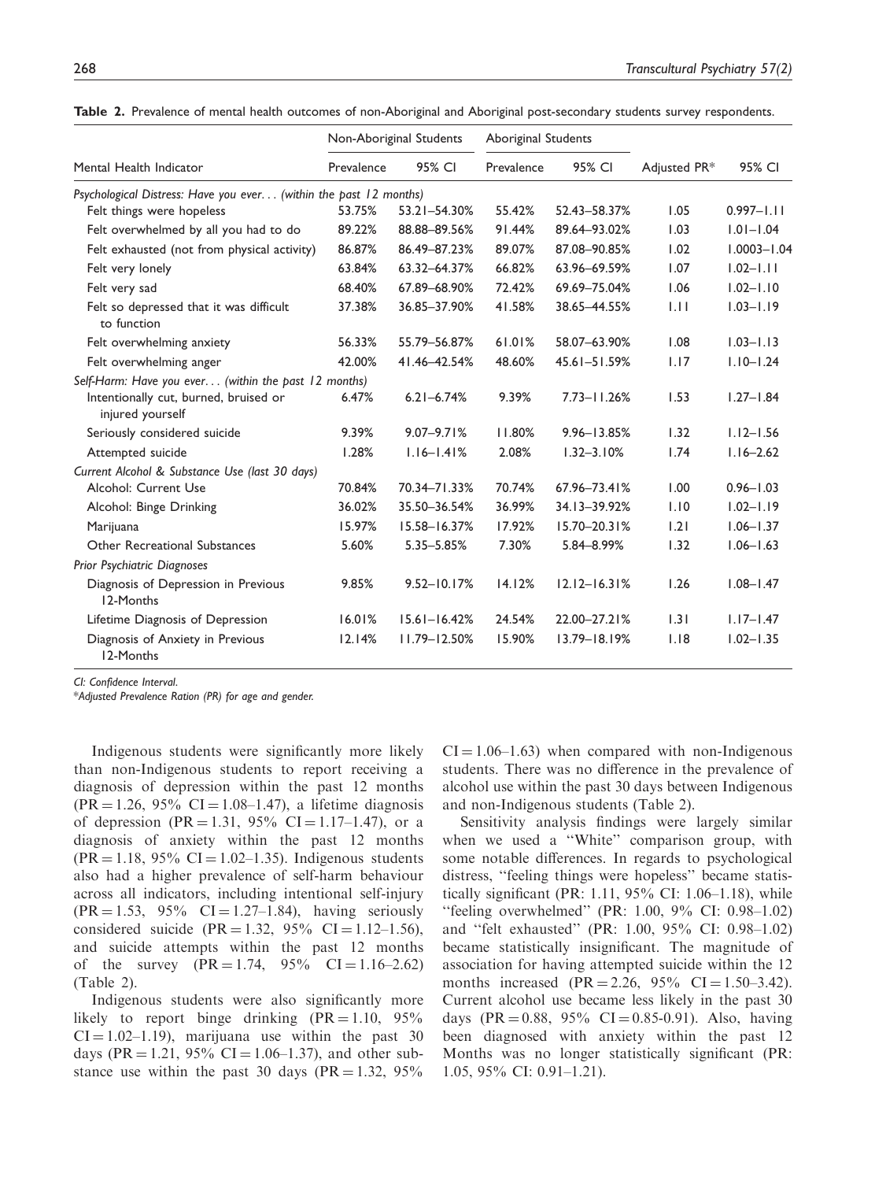**Table 2.** Prevalence of mental health outcomes of non-Aboriginal and Aboriginal post-secondary students survey respondents.

| Mental Health Indicator | Non-Aboriginal Students | | Aboriginal Students | | Adjusted PR* | 95% CI |
|---|---|---|---|---|---|---|
| | Prevalence | 95% CI | Prevalence | 95% CI | | |
| *Psychological Distress: Have you ever... (within the past 12 months)* | | | | | | |
| Felt things were hopeless | 53.75% | 53.21–54.30% | 55.42% | 52.43–58.37% | 1.05 | 0.997–1.11 |
| Felt overwhelmed by all you had to do | 89.22% | 88.88–89.56% | 91.44% | 89.64–93.02% | 1.03 | 1.01–1.04 |
| Felt exhausted (not from physical activity) | 86.87% | 86.49–87.23% | 89.07% | 87.08–90.85% | 1.02 | 1.0003–1.04 |
| Felt very lonely | 63.84% | 63.32–64.37% | 66.82% | 63.96–69.59% | 1.07 | 1.02–1.11 |
| Felt very sad | 68.40% | 67.89–68.90% | 72.42% | 69.69–75.04% | 1.06 | 1.02–1.10 |
| Felt so depressed that it was difficult to function | 37.38% | 36.85–37.90% | 41.58% | 38.65–44.55% | 1.11 | 1.03–1.19 |
| Felt overwhelming anxiety | 56.33% | 55.79–56.87% | 61.01% | 58.07–63.90% | 1.08 | 1.03–1.13 |
| Felt overwhelming anger | 42.00% | 41.46–42.54% | 48.60% | 45.61–51.59% | 1.17 | 1.10–1.24 |
| *Self-Harm: Have you ever... (within the past 12 months)* | | | | | | |
| Intentionally cut, burned, bruised or injured yourself | 6.47% | 6.21–6.74% | 9.39% | 7.73–11.26% | 1.53 | 1.27–1.84 |
| Seriously considered suicide | 9.39% | 9.07–9.71% | 11.80% | 9.96–13.85% | 1.32 | 1.12–1.56 |
| Attempted suicide | 1.28% | 1.16–1.41% | 2.08% | 1.32–3.10% | 1.74 | 1.16–2.62 |
| *Current Alcohol & Substance Use (last 30 days)* | | | | | | |
| Alcohol: Current Use | 70.84% | 70.34–71.33% | 70.74% | 67.96–73.41% | 1.00 | 0.96–1.03 |
| Alcohol: Binge Drinking | 36.02% | 35.50–36.54% | 36.99% | 34.13–39.92% | 1.10 | 1.02–1.19 |
| Marijuana | 15.97% | 15.58–16.37% | 17.92% | 15.70–20.31% | 1.21 | 1.06–1.37 |
| Other Recreational Substances | 5.60% | 5.35–5.85% | 7.30% | 5.84–8.99% | 1.32 | 1.06–1.63 |
| *Prior Psychiatric Diagnoses* | | | | | | |
| Diagnosis of Depression in Previous 12-Months | 9.85% | 9.52–10.17% | 14.12% | 12.12–16.31% | 1.26 | 1.08–1.47 |
| Lifetime Diagnosis of Depression | 16.01% | 15.61–16.42% | 24.54% | 22.00–27.21% | 1.31 | 1.17–1.47 |
| Diagnosis of Anxiety in Previous 12-Months | 12.14% | 11.79–12.50% | 15.90% | 13.79–18.19% | 1.18 | 1.02–1.35 |

*CI: Confidence Interval.*

*\*Adjusted Prevalence Ration (PR) for age and gender.*

Indigenous students were significantly more likely than non-Indigenous students to report receiving a diagnosis of depression within the past 12 months (PR = 1.26, 95% CI = 1.08–1.47), a lifetime diagnosis of depression (PR = 1.31, 95% CI = 1.17–1.47), or a diagnosis of anxiety within the past 12 months (PR = 1.18, 95% CI = 1.02–1.35). Indigenous students also had a higher prevalence of self-harm behaviour across all indicators, including intentional self-injury (PR = 1.53, 95% CI = 1.27–1.84), having seriously considered suicide (PR = 1.32, 95% CI = 1.12–1.56), and suicide attempts within the past 12 months of the survey (PR = 1.74, 95% CI = 1.16–2.62) (Table 2).

Indigenous students were also significantly more likely to report binge drinking (PR = 1.10, 95% CI = 1.02–1.19), marijuana use within the past 30 days (PR = 1.21, 95% CI = 1.06–1.37), and other substance use within the past 30 days (PR = 1.32, 95% CI = 1.06–1.63) when compared with non-Indigenous students. There was no difference in the prevalence of alcohol use within the past 30 days between Indigenous and non-Indigenous students (Table 2).

Sensitivity analysis findings were largely similar when we used a "White" comparison group, with some notable differences. In regards to psychological distress, "feeling things were hopeless" became statistically significant (PR: 1.11, 95% CI: 1.06–1.18), while "feeling overwhelmed" (PR: 1.00, 9% CI: 0.98–1.02) and "felt exhausted" (PR: 1.00, 95% CI: 0.98–1.02) became statistically insignificant. The magnitude of association for having attempted suicide within the 12 months increased (PR = 2.26, 95% CI = 1.50–3.42). Current alcohol use became less likely in the past 30 days (PR = 0.88, 95% CI = 0.85-0.91). Also, having been diagnosed with anxiety within the past 12 Months was no longer statistically significant (PR: 1.05, 95% CI: 0.91–1.21).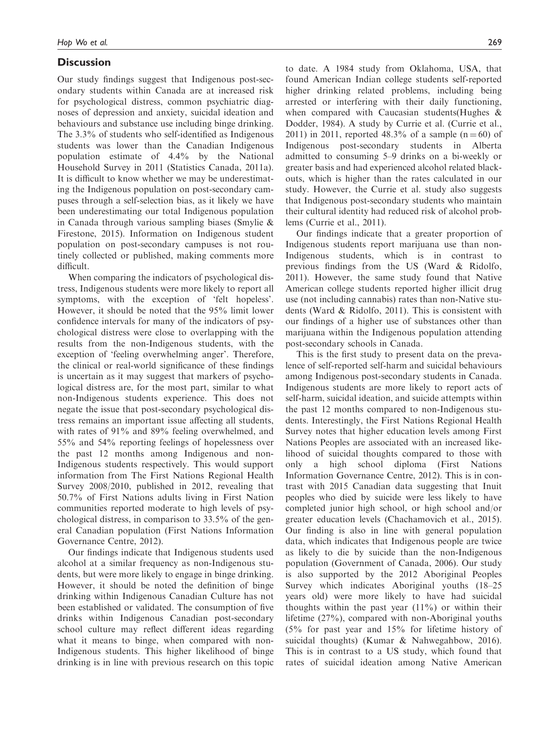## Discussion

Our study findings suggest that Indigenous post-secondary students within Canada are at increased risk for psychological distress, common psychiatric diagnoses of depression and anxiety, suicidal ideation and behaviours and substance use including binge drinking. The 3.3% of students who self-identified as Indigenous students was lower than the Canadian Indigenous population estimate of 4.4% by the National Household Survey in 2011 (Statistics Canada, 2011a). It is difficult to know whether we may be underestimating the Indigenous population on post-secondary campuses through a self-selection bias, as it likely we have been underestimating our total Indigenous population in Canada through various sampling biases (Smylie & Firestone, 2015). Information on Indigenous student population on post-secondary campuses is not routinely collected or published, making comments more difficult.

When comparing the indicators of psychological distress, Indigenous students were more likely to report all symptoms, with the exception of 'felt hopeless'. However, it should be noted that the 95% limit lower confidence intervals for many of the indicators of psychological distress were close to overlapping with the results from the non-Indigenous students, with the exception of 'feeling overwhelming anger'. Therefore, the clinical or real-world significance of these findings is uncertain as it may suggest that markers of psychological distress are, for the most part, similar to what non-Indigenous students experience. This does not negate the issue that post-secondary psychological distress remains an important issue affecting all students, with rates of 91% and 89% feeling overwhelmed, and 55% and 54% reporting feelings of hopelessness over the past 12 months among Indigenous and non-Indigenous students respectively. This would support information from The First Nations Regional Health Survey 2008/2010, published in 2012, revealing that 50.7% of First Nations adults living in First Nation communities reported moderate to high levels of psychological distress, in comparison to 33.5% of the general Canadian population (First Nations Information Governance Centre, 2012).

Our findings indicate that Indigenous students used alcohol at a similar frequency as non-Indigenous students, but were more likely to engage in binge drinking. However, it should be noted the definition of binge drinking within Indigenous Canadian Culture has not been established or validated. The consumption of five drinks within Indigenous Canadian post-secondary school culture may reflect different ideas regarding what it means to binge, when compared with non-Indigenous students. This higher likelihood of binge drinking is in line with previous research on this topic to date. A 1984 study from Oklahoma, USA, that found American Indian college students self-reported higher drinking related problems, including being arrested or interfering with their daily functioning, when compared with Caucasian students(Hughes & Dodder, 1984). A study by Currie et al. (Currie et al., 2011) in 2011, reported 48.3% of a sample ($n = 60$) of Indigenous post-secondary students in Alberta admitted to consuming 5–9 drinks on a bi-weekly or greater basis and had experienced alcohol related blackouts, which is higher than the rates calculated in our study. However, the Currie et al. study also suggests that Indigenous post-secondary students who maintain their cultural identity had reduced risk of alcohol problems (Currie et al., 2011).

Our findings indicate that a greater proportion of Indigenous students report marijuana use than non-Indigenous students, which is in contrast to previous findings from the US (Ward & Ridolfo, 2011). However, the same study found that Native American college students reported higher illicit drug use (not including cannabis) rates than non-Native students (Ward & Ridolfo, 2011). This is consistent with our findings of a higher use of substances other than marijuana within the Indigenous population attending post-secondary schools in Canada.

This is the first study to present data on the prevalence of self-reported self-harm and suicidal behaviours among Indigenous post-secondary students in Canada. Indigenous students are more likely to report acts of self-harm, suicidal ideation, and suicide attempts within the past 12 months compared to non-Indigenous students. Interestingly, the First Nations Regional Health Survey notes that higher education levels among First Nations Peoples are associated with an increased likelihood of suicidal thoughts compared to those with only a high school diploma (First Nations Information Governance Centre, 2012). This is in contrast with 2015 Canadian data suggesting that Inuit peoples who died by suicide were less likely to have completed junior high school, or high school and/or greater education levels (Chachamovich et al., 2015). Our finding is also in line with general population data, which indicates that Indigenous people are twice as likely to die by suicide than the non-Indigenous population (Government of Canada, 2006). Our study is also supported by the 2012 Aboriginal Peoples Survey which indicates Aboriginal youths (18–25 years old) were more likely to have had suicidal thoughts within the past year (11%) or within their lifetime (27%), compared with non-Aboriginal youths (5% for past year and 15% for lifetime history of suicidal thoughts) (Kumar & Nahwegahbow, 2016). This is in contrast to a US study, which found that rates of suicidal ideation among Native American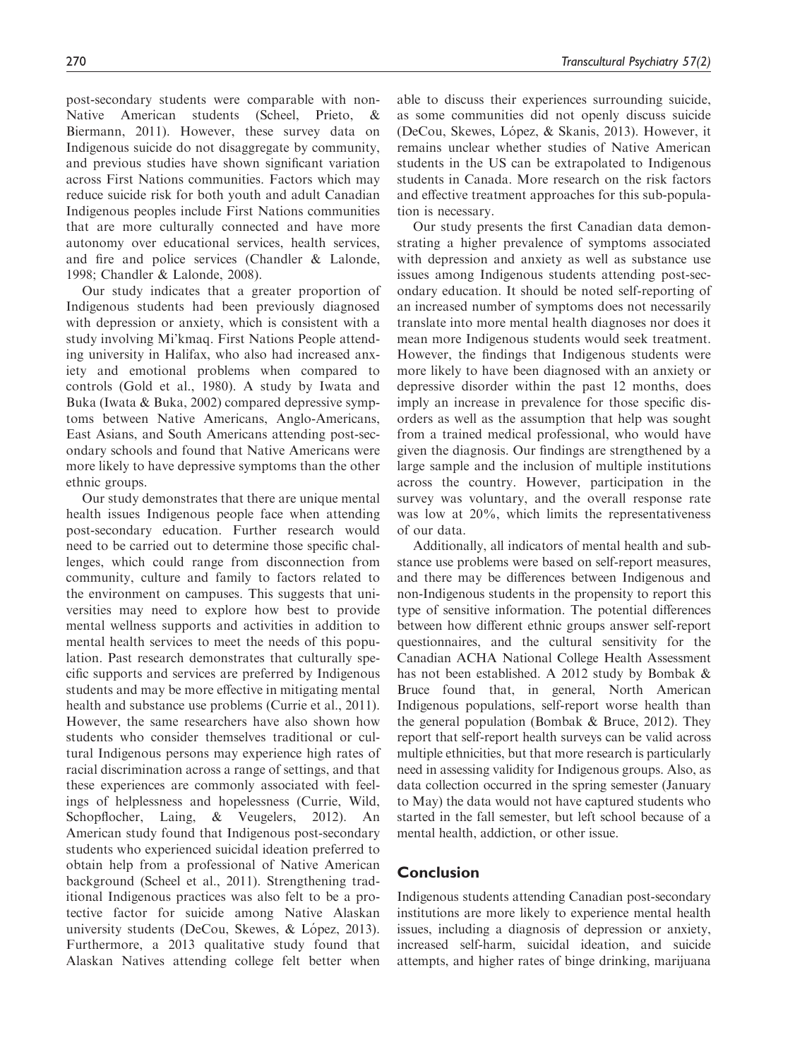post-secondary students were comparable with non-Native American students (Scheel, Prieto, & Biermann, 2011). However, these survey data on Indigenous suicide do not disaggregate by community, and previous studies have shown significant variation across First Nations communities. Factors which may reduce suicide risk for both youth and adult Canadian Indigenous peoples include First Nations communities that are more culturally connected and have more autonomy over educational services, health services, and fire and police services (Chandler & Lalonde, 1998; Chandler & Lalonde, 2008).

Our study indicates that a greater proportion of Indigenous students had been previously diagnosed with depression or anxiety, which is consistent with a study involving Mi'kmaq. First Nations People attending university in Halifax, who also had increased anxiety and emotional problems when compared to controls (Gold et al., 1980). A study by Iwata and Buka (Iwata & Buka, 2002) compared depressive symptoms between Native Americans, Anglo-Americans, East Asians, and South Americans attending post-secondary schools and found that Native Americans were more likely to have depressive symptoms than the other ethnic groups.

Our study demonstrates that there are unique mental health issues Indigenous people face when attending post-secondary education. Further research would need to be carried out to determine those specific challenges, which could range from disconnection from community, culture and family to factors related to the environment on campuses. This suggests that universities may need to explore how best to provide mental wellness supports and activities in addition to mental health services to meet the needs of this population. Past research demonstrates that culturally specific supports and services are preferred by Indigenous students and may be more effective in mitigating mental health and substance use problems (Currie et al., 2011). However, the same researchers have also shown how students who consider themselves traditional or cultural Indigenous persons may experience high rates of racial discrimination across a range of settings, and that these experiences are commonly associated with feelings of helplessness and hopelessness (Currie, Wild, Schopflocher, Laing, & Veugelers, 2012). An American study found that Indigenous post-secondary students who experienced suicidal ideation preferred to obtain help from a professional of Native American background (Scheel et al., 2011). Strengthening traditional Indigenous practices was also felt to be a protective factor for suicide among Native Alaskan university students (DeCou, Skewes, & López, 2013). Furthermore, a 2013 qualitative study found that Alaskan Natives attending college felt better when able to discuss their experiences surrounding suicide, as some communities did not openly discuss suicide (DeCou, Skewes, López, & Skanis, 2013). However, it remains unclear whether studies of Native American students in the US can be extrapolated to Indigenous students in Canada. More research on the risk factors and effective treatment approaches for this sub-population is necessary.

Our study presents the first Canadian data demonstrating a higher prevalence of symptoms associated with depression and anxiety as well as substance use issues among Indigenous students attending post-secondary education. It should be noted self-reporting of an increased number of symptoms does not necessarily translate into more mental health diagnoses nor does it mean more Indigenous students would seek treatment. However, the findings that Indigenous students were more likely to have been diagnosed with an anxiety or depressive disorder within the past 12 months, does imply an increase in prevalence for those specific disorders as well as the assumption that help was sought from a trained medical professional, who would have given the diagnosis. Our findings are strengthened by a large sample and the inclusion of multiple institutions across the country. However, participation in the survey was voluntary, and the overall response rate was low at 20%, which limits the representativeness of our data.

Additionally, all indicators of mental health and substance use problems were based on self-report measures, and there may be differences between Indigenous and non-Indigenous students in the propensity to report this type of sensitive information. The potential differences between how different ethnic groups answer self-report questionnaires, and the cultural sensitivity for the Canadian ACHA National College Health Assessment has not been established. A 2012 study by Bombak & Bruce found that, in general, North American Indigenous populations, self-report worse health than the general population (Bombak & Bruce, 2012). They report that self-report health surveys can be valid across multiple ethnicities, but that more research is particularly need in assessing validity for Indigenous groups. Also, as data collection occurred in the spring semester (January to May) the data would not have captured students who started in the fall semester, but left school because of a mental health, addiction, or other issue.

## Conclusion

Indigenous students attending Canadian post-secondary institutions are more likely to experience mental health issues, including a diagnosis of depression or anxiety, increased self-harm, suicidal ideation, and suicide attempts, and higher rates of binge drinking, marijuana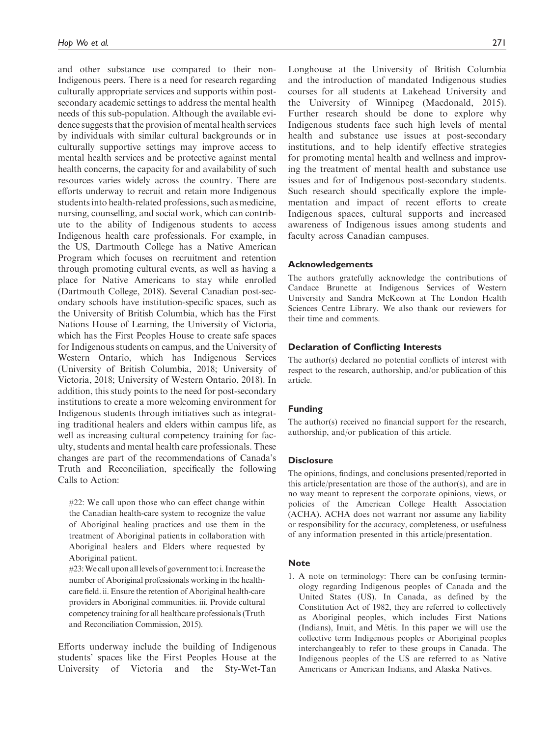and other substance use compared to their non-Indigenous peers. There is a need for research regarding culturally appropriate services and supports within post-secondary academic settings to address the mental health needs of this sub-population. Although the available evidence suggests that the provision of mental health services by individuals with similar cultural backgrounds or in culturally supportive settings may improve access to mental health services and be protective against mental health concerns, the capacity for and availability of such resources varies widely across the country. There are efforts underway to recruit and retain more Indigenous students into health-related professions, such as medicine, nursing, counselling, and social work, which can contribute to the ability of Indigenous students to access Indigenous health care professionals. For example, in the US, Dartmouth College has a Native American Program which focuses on recruitment and retention through promoting cultural events, as well as having a place for Native Americans to stay while enrolled (Dartmouth College, 2018). Several Canadian post-secondary schools have institution-specific spaces, such as the University of British Columbia, which has the First Nations House of Learning, the University of Victoria, which has the First Peoples House to create safe spaces for Indigenous students on campus, and the University of Western Ontario, which has Indigenous Services (University of British Columbia, 2018; University of Victoria, 2018; University of Western Ontario, 2018). In addition, this study points to the need for post-secondary institutions to create a more welcoming environment for Indigenous students through initiatives such as integrating traditional healers and elders within campus life, as well as increasing cultural competency training for faculty, students and mental health care professionals. These changes are part of the recommendations of Canada's Truth and Reconciliation, specifically the following Calls to Action:

> #22: We call upon those who can effect change within the Canadian health-care system to recognize the value of Aboriginal healing practices and use them in the treatment of Aboriginal patients in collaboration with Aboriginal healers and Elders where requested by Aboriginal patient.
>
> #23: We call upon all levels of government to: i. Increase the number of Aboriginal professionals working in the health-care field. ii. Ensure the retention of Aboriginal health-care providers in Aboriginal communities. iii. Provide cultural competency training for all healthcare professionals (Truth and Reconciliation Commission, 2015).

Efforts underway include the building of Indigenous students' spaces like the First Peoples House at the University of Victoria and the Sty-Wet-Tan Longhouse at the University of British Columbia and the introduction of mandated Indigenous studies courses for all students at Lakehead University and the University of Winnipeg (Macdonald, 2015). Further research should be done to explore why Indigenous students face such high levels of mental health and substance use issues at post-secondary institutions, and to help identify effective strategies for promoting mental health and wellness and improving the treatment of mental health and substance use issues and for of Indigenous post-secondary students. Such research should specifically explore the implementation and impact of recent efforts to create Indigenous spaces, cultural supports and increased awareness of Indigenous issues among students and faculty across Canadian campuses.

### Acknowledgements

The authors gratefully acknowledge the contributions of Candace Brunette at Indigenous Services of Western University and Sandra McKeown at The London Health Sciences Centre Library. We also thank our reviewers for their time and comments.

### Declaration of Conflicting Interests

The author(s) declared no potential conflicts of interest with respect to the research, authorship, and/or publication of this article.

### Funding

The author(s) received no financial support for the research, authorship, and/or publication of this article.

### Disclosure

The opinions, findings, and conclusions presented/reported in this article/presentation are those of the author(s), and are in no way meant to represent the corporate opinions, views, or policies of the American College Health Association (ACHA). ACHA does not warrant nor assume any liability or responsibility for the accuracy, completeness, or usefulness of any information presented in this article/presentation.

### Note

1. A note on terminology: There can be confusing terminology regarding Indigenous peoples of Canada and the United States (US). In Canada, as defined by the Constitution Act of 1982, they are referred to collectively as Aboriginal peoples, which includes First Nations (Indians), Inuit, and Métis. In this paper we will use the collective term Indigenous peoples or Aboriginal peoples interchangeably to refer to these groups in Canada. The Indigenous peoples of the US are referred to as Native Americans or American Indians, and Alaska Natives.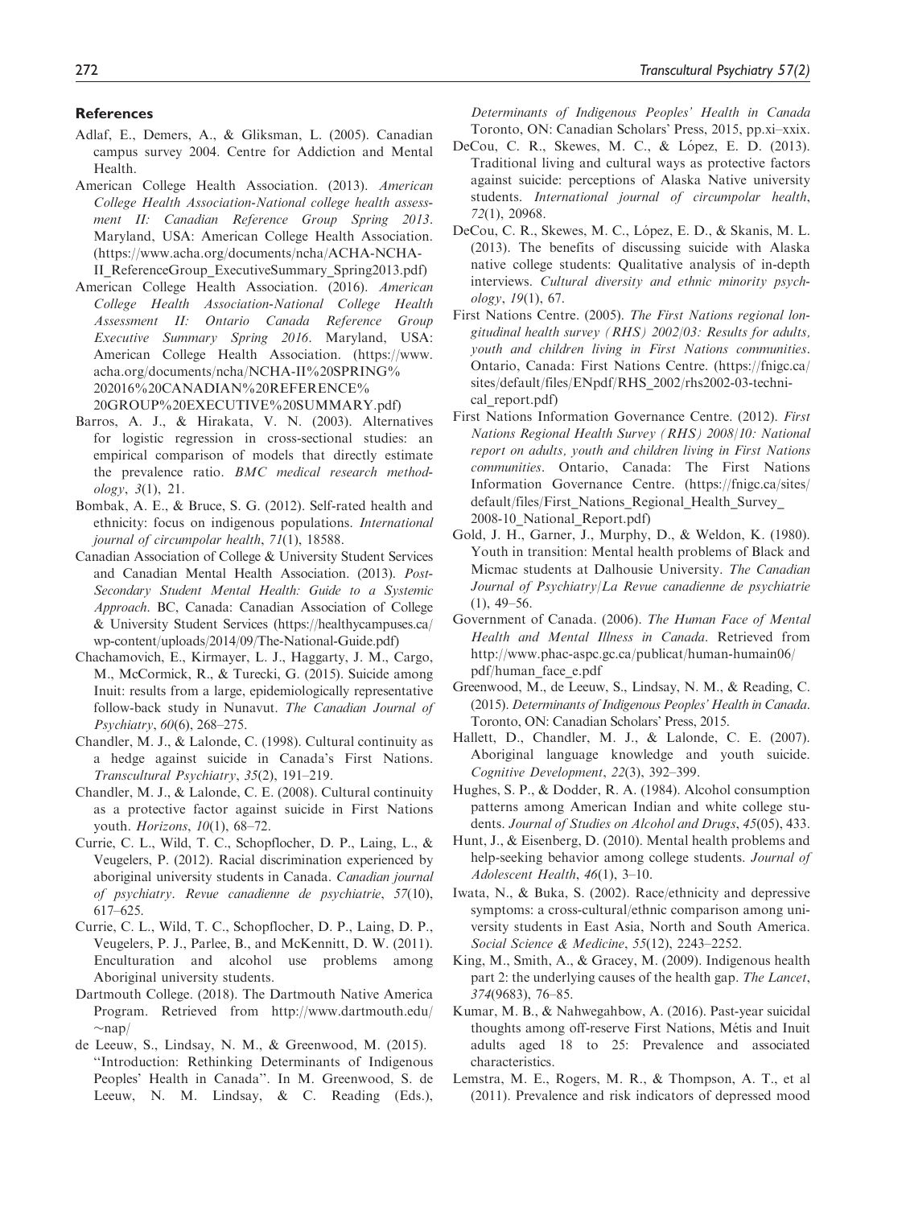## References

Adlaf, E., Demers, A., & Gliksman, L. (2005). Canadian campus survey 2004. Centre for Addiction and Mental Health.

American College Health Association. (2013). *American College Health Association-National college health assessment II: Canadian Reference Group Spring 2013*. Maryland, USA: American College Health Association. (https://www.acha.org/documents/ncha/ACHA-NCHA-II_ReferenceGroup_ExecutiveSummary_Spring2013.pdf)

American College Health Association. (2016). *American College Health Association-National College Health Assessment II: Ontario Canada Reference Group Executive Summary Spring 2016*. Maryland, USA: American College Health Association. (https://www.acha.org/documents/ncha/NCHA-II%20SPRING%202016%20CANADIAN%20REFERENCE%20GROUP%20EXECUTIVE%20SUMMARY.pdf)

Barros, A. J., & Hirakata, V. N. (2003). Alternatives for logistic regression in cross-sectional studies: an empirical comparison of models that directly estimate the prevalence ratio. *BMC medical research methodology*, *3*(1), 21.

Bombak, A. E., & Bruce, S. G. (2012). Self-rated health and ethnicity: focus on indigenous populations. *International journal of circumpolar health*, *71*(1), 18588.

Canadian Association of College & University Student Services and Canadian Mental Health Association. (2013). *Post-Secondary Student Mental Health: Guide to a Systemic Approach*. BC, Canada: Canadian Association of College & University Student Services (https://healthycampuses.ca/wp-content/uploads/2014/09/The-National-Guide.pdf)

Chachamovich, E., Kirmayer, L. J., Haggarty, J. M., Cargo, M., McCormick, R., & Turecki, G. (2015). Suicide among Inuit: results from a large, epidemiologically representative follow-back study in Nunavut. *The Canadian Journal of Psychiatry*, *60*(6), 268–275.

Chandler, M. J., & Lalonde, C. (1998). Cultural continuity as a hedge against suicide in Canada's First Nations. *Transcultural Psychiatry*, *35*(2), 191–219.

Chandler, M. J., & Lalonde, C. E. (2008). Cultural continuity as a protective factor against suicide in First Nations youth. *Horizons*, *10*(1), 68–72.

Currie, C. L., Wild, T. C., Schopflocher, D. P., Laing, L., & Veugelers, P. (2012). Racial discrimination experienced by aboriginal university students in Canada. *Canadian journal of psychiatry. Revue canadienne de psychiatrie*, *57*(10), 617–625.

Currie, C. L., Wild, T. C., Schopflocher, D. P., Laing, D. P., Veugelers, P. J., Parlee, B., and McKennitt, D. W. (2011). Enculturation and alcohol use problems among Aboriginal university students.

Dartmouth College. (2018). The Dartmouth Native America Program. Retrieved from http://www.dartmouth.edu/~nap/

de Leeuw, S., Lindsay, N. M., & Greenwood, M. (2015). "Introduction: Rethinking Determinants of Indigenous Peoples' Health in Canada". In M. Greenwood, S. de Leeuw, N. M. Lindsay, & C. Reading (Eds.), *Determinants of Indigenous Peoples' Health in Canada* Toronto, ON: Canadian Scholars' Press, 2015, pp.xi–xxix.

DeCou, C. R., Skewes, M. C., & López, E. D. (2013). Traditional living and cultural ways as protective factors against suicide: perceptions of Alaska Native university students. *International journal of circumpolar health*, *72*(1), 20968.

DeCou, C. R., Skewes, M. C., López, E. D., & Skanis, M. L. (2013). The benefits of discussing suicide with Alaska native college students: Qualitative analysis of in-depth interviews. *Cultural diversity and ethnic minority psychology*, *19*(1), 67.

First Nations Centre. (2005). *The First Nations regional longitudinal health survey (RHS) 2002/03: Results for adults, youth and children living in First Nations communities*. Ontario, Canada: First Nations Centre. (https://fnigc.ca/sites/default/files/ENpdf/RHS_2002/rhs2002-03-technical_report.pdf)

First Nations Information Governance Centre. (2012). *First Nations Regional Health Survey (RHS) 2008/10: National report on adults, youth and children living in First Nations communities*. Ontario, Canada: The First Nations Information Governance Centre. (https://fnigc.ca/sites/default/files/First_Nations_Regional_Health_Survey_2008-10_National_Report.pdf)

Gold, J. H., Garner, J., Murphy, D., & Weldon, K. (1980). Youth in transition: Mental health problems of Black and Micmac students at Dalhousie University. *The Canadian Journal of Psychiatry/La Revue canadienne de psychiatrie* (1), 49–56.

Government of Canada. (2006). *The Human Face of Mental Health and Mental Illness in Canada*. Retrieved from http://www.phac-aspc.gc.ca/publicat/human-humain06/pdf/human_face_e.pdf

Greenwood, M., de Leeuw, S., Lindsay, N. M., & Reading, C. (2015). *Determinants of Indigenous Peoples' Health in Canada*. Toronto, ON: Canadian Scholars' Press, 2015.

Hallett, D., Chandler, M. J., & Lalonde, C. E. (2007). Aboriginal language knowledge and youth suicide. *Cognitive Development*, *22*(3), 392–399.

Hughes, S. P., & Dodder, R. A. (1984). Alcohol consumption patterns among American Indian and white college students. *Journal of Studies on Alcohol and Drugs*, *45*(05), 433.

Hunt, J., & Eisenberg, D. (2010). Mental health problems and help-seeking behavior among college students. *Journal of Adolescent Health*, *46*(1), 3–10.

Iwata, N., & Buka, S. (2002). Race/ethnicity and depressive symptoms: a cross-cultural/ethnic comparison among university students in East Asia, North and South America. *Social Science & Medicine*, *55*(12), 2243–2252.

King, M., Smith, A., & Gracey, M. (2009). Indigenous health part 2: the underlying causes of the health gap. *The Lancet*, *374*(9683), 76–85.

Kumar, M. B., & Nahwegahbow, A. (2016). Past-year suicidal thoughts among off-reserve First Nations, Métis and Inuit adults aged 18 to 25: Prevalence and associated characteristics.

Lemstra, M. E., Rogers, M. R., & Thompson, A. T., et al (2011). Prevalence and risk indicators of depressed mood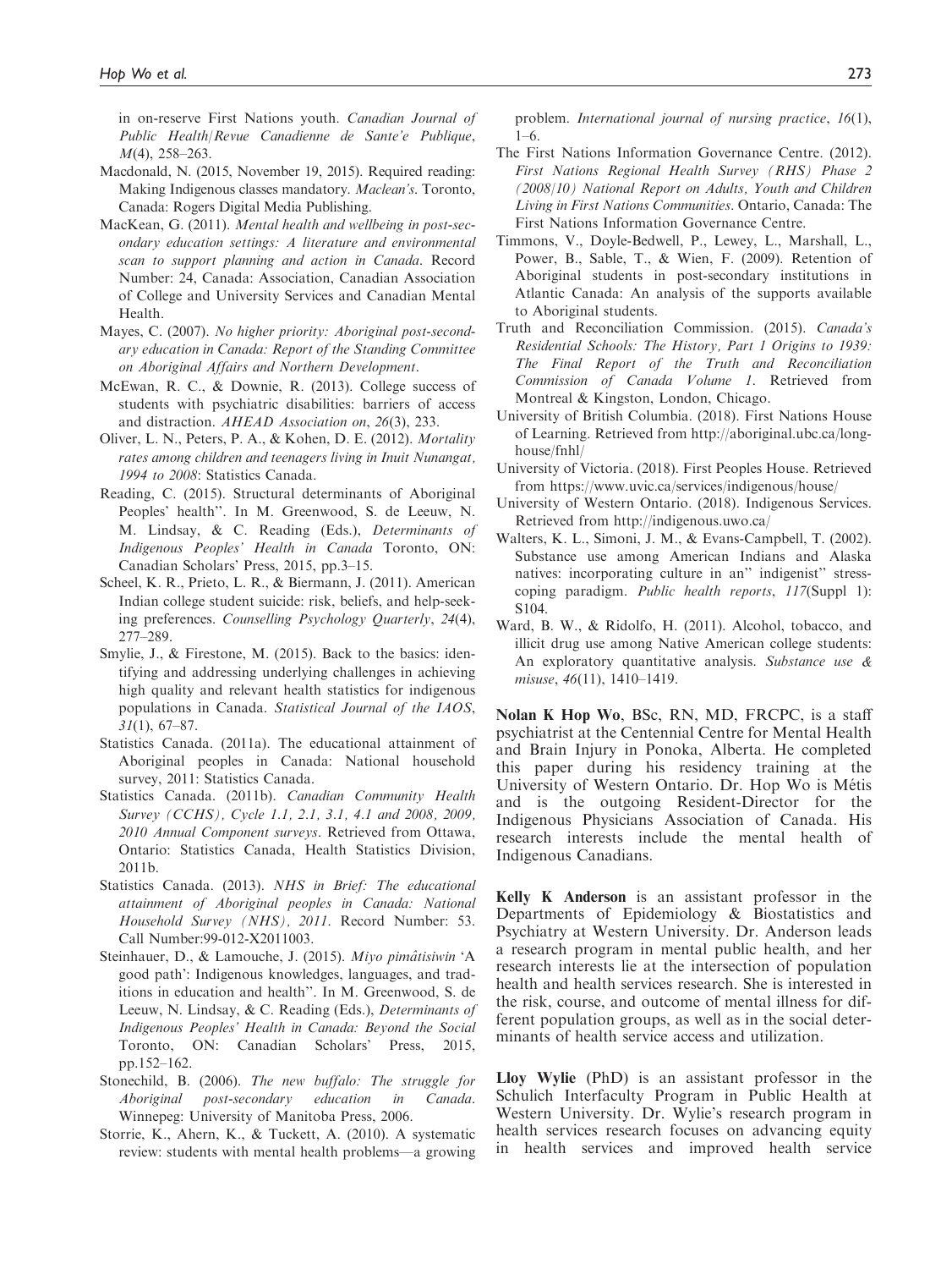in on-reserve First Nations youth. *Canadian Journal of Public Health/Revue Canadienne de Sante'e Publique*, *M*(4), 258–263.

Macdonald, N. (2015, November 19, 2015). Required reading: Making Indigenous classes mandatory. *Maclean's*. Toronto, Canada: Rogers Digital Media Publishing.

MacKean, G. (2011). *Mental health and wellbeing in post-secondary education settings: A literature and environmental scan to support planning and action in Canada*. Record Number: 24, Canada: Association, Canadian Association of College and University Services and Canadian Mental Health.

Mayes, C. (2007). *No higher priority: Aboriginal post-secondary education in Canada: Report of the Standing Committee on Aboriginal Affairs and Northern Development*.

McEwan, R. C., & Downie, R. (2013). College success of students with psychiatric disabilities: barriers of access and distraction. *AHEAD Association on*, *26*(3), 233.

Oliver, L. N., Peters, P. A., & Kohen, D. E. (2012). *Mortality rates among children and teenagers living in Inuit Nunangat, 1994 to 2008*: Statistics Canada.

Reading, C. (2015). Structural determinants of Aboriginal Peoples' health''. In M. Greenwood, S. de Leeuw, N. M. Lindsay, & C. Reading (Eds.), *Determinants of Indigenous Peoples' Health in Canada* Toronto, ON: Canadian Scholars' Press, 2015, pp.3–15.

Scheel, K. R., Prieto, L. R., & Biermann, J. (2011). American Indian college student suicide: risk, beliefs, and help-seeking preferences. *Counselling Psychology Quarterly*, *24*(4), 277–289.

Smylie, J., & Firestone, M. (2015). Back to the basics: identifying and addressing underlying challenges in achieving high quality and relevant health statistics for indigenous populations in Canada. *Statistical Journal of the IAOS*, *31*(1), 67–87.

Statistics Canada. (2011a). The educational attainment of Aboriginal peoples in Canada: National household survey, 2011: Statistics Canada.

Statistics Canada. (2011b). *Canadian Community Health Survey (CCHS), Cycle 1.1, 2.1, 3.1, 4.1 and 2008, 2009, 2010 Annual Component surveys*. Retrieved from Ottawa, Ontario: Statistics Canada, Health Statistics Division, 2011b.

Statistics Canada. (2013). *NHS in Brief: The educational attainment of Aboriginal peoples in Canada: National Household Survey (NHS), 2011*. Record Number: 53. Call Number:99-012-X2011003.

Steinhauer, D., & Lamouche, J. (2015). *Miyo pimâtisiwin* 'A good path': Indigenous knowledges, languages, and traditions in education and health''. In M. Greenwood, S. de Leeuw, N. Lindsay, & C. Reading (Eds.), *Determinants of Indigenous Peoples' Health in Canada: Beyond the Social* Toronto, ON: Canadian Scholars' Press, 2015, pp.152–162.

Stonechild, B. (2006). *The new buffalo: The struggle for Aboriginal post-secondary education in Canada*. Winnepeg: University of Manitoba Press, 2006.

Storrie, K., Ahern, K., & Tuckett, A. (2010). A systematic review: students with mental health problems—a growing problem. *International journal of nursing practice*, *16*(1), 1–6.

The First Nations Information Governance Centre. (2012). *First Nations Regional Health Survey (RHS) Phase 2 (2008/10) National Report on Adults, Youth and Children Living in First Nations Communities*. Ontario, Canada: The First Nations Information Governance Centre.

Timmons, V., Doyle-Bedwell, P., Lewey, L., Marshall, L., Power, B., Sable, T., & Wien, F. (2009). Retention of Aboriginal students in post-secondary institutions in Atlantic Canada: An analysis of the supports available to Aboriginal students.

Truth and Reconciliation Commission. (2015). *Canada's Residential Schools: The History, Part 1 Origins to 1939: The Final Report of the Truth and Reconciliation Commission of Canada Volume 1*. Retrieved from Montreal & Kingston, London, Chicago.

University of British Columbia. (2018). First Nations House of Learning. Retrieved from http://aboriginal.ubc.ca/longhouse/fnhl/

University of Victoria. (2018). First Peoples House. Retrieved from https://www.uvic.ca/services/indigenous/house/

University of Western Ontario. (2018). Indigenous Services. Retrieved from http://indigenous.uwo.ca/

Walters, K. L., Simoni, J. M., & Evans-Campbell, T. (2002). Substance use among American Indians and Alaska natives: incorporating culture in an'' indigenist'' stress-coping paradigm. *Public health reports*, *117*(Suppl 1): S104.

Ward, B. W., & Ridolfo, H. (2011). Alcohol, tobacco, and illicit drug use among Native American college students: An exploratory quantitative analysis. *Substance use & misuse*, *46*(11), 1410–1419.

**Nolan K Hop Wo**, BSc, RN, MD, FRCPC, is a staff psychiatrist at the Centennial Centre for Mental Health and Brain Injury in Ponoka, Alberta. He completed this paper during his residency training at the University of Western Ontario. Dr. Hop Wo is Métis and is the outgoing Resident-Director for the Indigenous Physicians Association of Canada. His research interests include the mental health of Indigenous Canadians.

**Kelly K Anderson** is an assistant professor in the Departments of Epidemiology & Biostatistics and Psychiatry at Western University. Dr. Anderson leads a research program in mental public health, and her research interests lie at the intersection of population health and health services research. She is interested in the risk, course, and outcome of mental illness for different population groups, as well as in the social determinants of health service access and utilization.

**Lloy Wylie** (PhD) is an assistant professor in the Schulich Interfaculty Program in Public Health at Western University. Dr. Wylie's research program in health services research focuses on advancing equity in health services and improved health service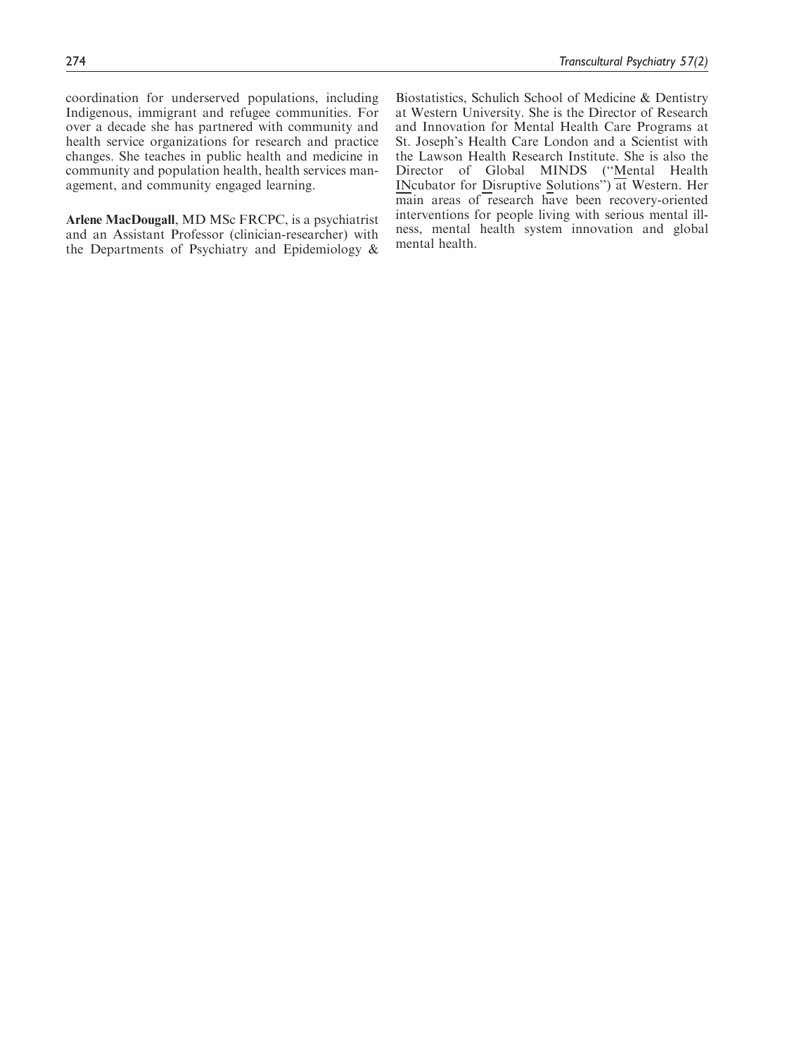coordination for underserved populations, including Indigenous, immigrant and refugee communities. For over a decade she has partnered with community and health service organizations for research and practice changes. She teaches in public health and medicine in community and population health, health services management, and community engaged learning.

**Arlene MacDougall**, MD MSc FRCPC, is a psychiatrist and an Assistant Professor (clinician-researcher) with the Departments of Psychiatry and Epidemiology & Biostatistics, Schulich School of Medicine & Dentistry at Western University. She is the Director of Research and Innovation for Mental Health Care Programs at St. Joseph's Health Care London and a Scientist with the Lawson Health Research Institute. She is also the Director of Global MINDS ("Mental Health INcubator for Disruptive Solutions") at Western. Her main areas of research have been recovery-oriented interventions for people living with serious mental illness, mental health system innovation and global mental health.